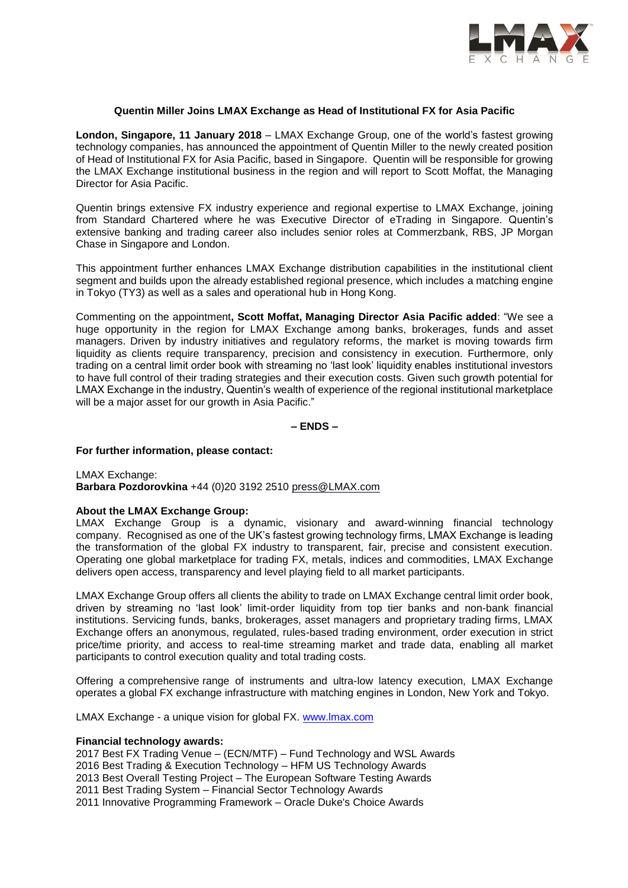LMAX EXCHANGE

### Quentin Miller Joins LMAX Exchange as Head of Institutional FX for Asia Pacific

**London, Singapore, 11 January 2018** – LMAX Exchange Group, one of the world's fastest growing technology companies, has announced the appointment of Quentin Miller to the newly created position of Head of Institutional FX for Asia Pacific, based in Singapore. Quentin will be responsible for growing the LMAX Exchange institutional business in the region and will report to Scott Moffat, the Managing Director for Asia Pacific.

Quentin brings extensive FX industry experience and regional expertise to LMAX Exchange, joining from Standard Chartered where he was Executive Director of eTrading in Singapore. Quentin's extensive banking and trading career also includes senior roles at Commerzbank, RBS, JP Morgan Chase in Singapore and London.

This appointment further enhances LMAX Exchange distribution capabilities in the institutional client segment and builds upon the already established regional presence, which includes a matching engine in Tokyo (TY3) as well as a sales and operational hub in Hong Kong.

Commenting on the appointment**, Scott Moffat, Managing Director Asia Pacific added**: "We see a huge opportunity in the region for LMAX Exchange among banks, brokerages, funds and asset managers. Driven by industry initiatives and regulatory reforms, the market is moving towards firm liquidity as clients require transparency, precision and consistency in execution. Furthermore, only trading on a central limit order book with streaming no 'last look' liquidity enables institutional investors to have full control of their trading strategies and their execution costs. Given such growth potential for LMAX Exchange in the industry, Quentin's wealth of experience of the regional institutional marketplace will be a major asset for our growth in Asia Pacific."

**– ENDS –**

**For further information, please contact:**

LMAX Exchange:
**Barbara Pozdorovkina** +44 (0)20 3192 2510 press@LMAX.com

**About the LMAX Exchange Group:**
LMAX Exchange Group is a dynamic, visionary and award-winning financial technology company. Recognised as one of the UK's fastest growing technology firms, LMAX Exchange is leading the transformation of the global FX industry to transparent, fair, precise and consistent execution. Operating one global marketplace for trading FX, metals, indices and commodities, LMAX Exchange delivers open access, transparency and level playing field to all market participants.

LMAX Exchange Group offers all clients the ability to trade on LMAX Exchange central limit order book, driven by streaming no 'last look' limit-order liquidity from top tier banks and non-bank financial institutions. Servicing funds, banks, brokerages, asset managers and proprietary trading firms, LMAX Exchange offers an anonymous, regulated, rules-based trading environment, order execution in strict price/time priority, and access to real-time streaming market and trade data, enabling all market participants to control execution quality and total trading costs.

Offering a comprehensive range of instruments and ultra-low latency execution, LMAX Exchange operates a global FX exchange infrastructure with matching engines in London, New York and Tokyo.

LMAX Exchange - a unique vision for global FX. www.lmax.com

**Financial technology awards:**
2017 Best FX Trading Venue – (ECN/MTF) – Fund Technology and WSL Awards
2016 Best Trading & Execution Technology – HFM US Technology Awards
2013 Best Overall Testing Project – The European Software Testing Awards
2011 Best Trading System – Financial Sector Technology Awards
2011 Innovative Programming Framework – Oracle Duke's Choice Awards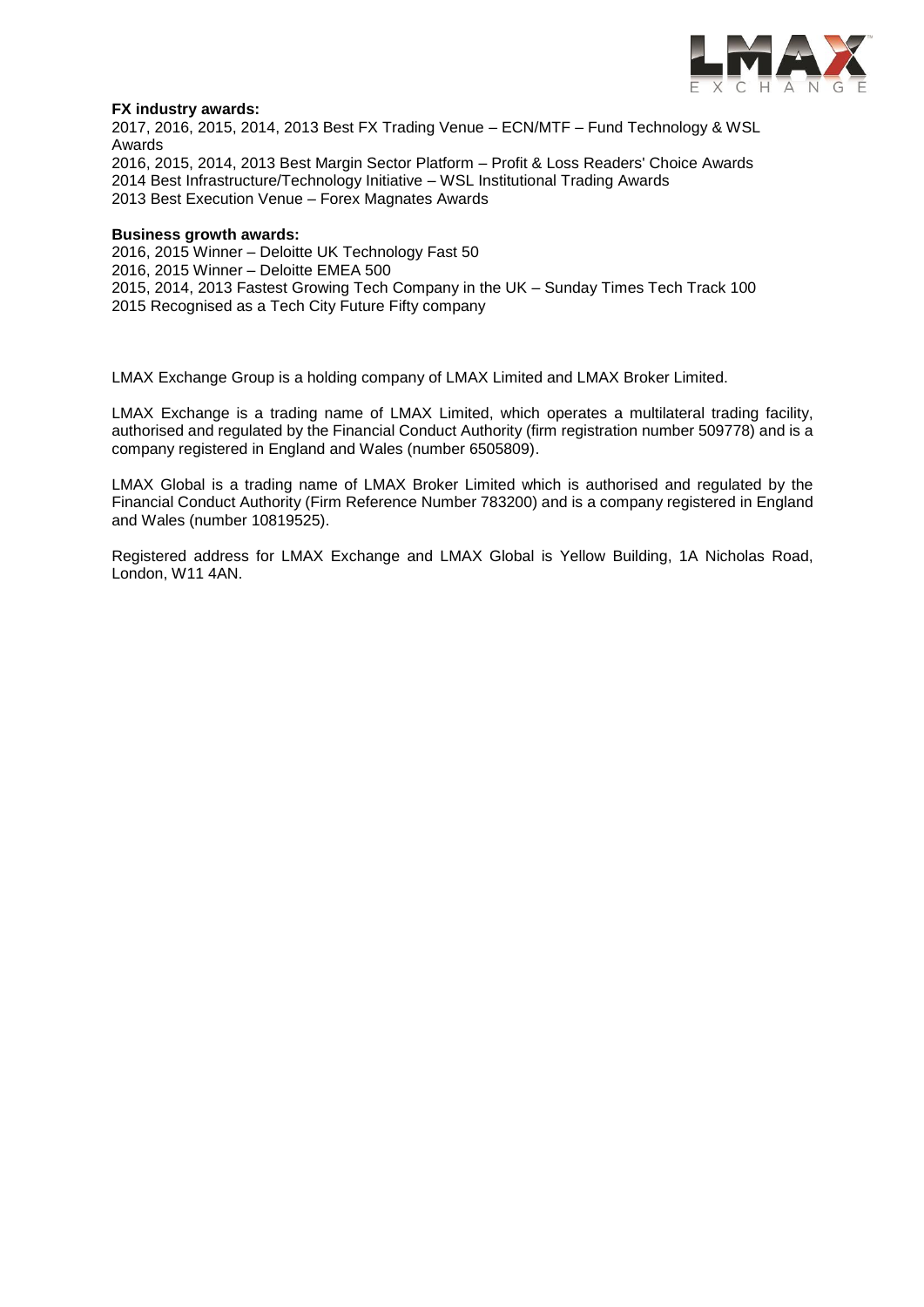**FX industry awards:**
2017, 2016, 2015, 2014, 2013 Best FX Trading Venue – ECN/MTF – Fund Technology & WSL Awards
2016, 2015, 2014, 2013 Best Margin Sector Platform – Profit & Loss Readers' Choice Awards
2014 Best Infrastructure/Technology Initiative – WSL Institutional Trading Awards
2013 Best Execution Venue – Forex Magnates Awards

**Business growth awards:**
2016, 2015 Winner – Deloitte UK Technology Fast 50
2016, 2015 Winner – Deloitte EMEA 500
2015, 2014, 2013 Fastest Growing Tech Company in the UK – Sunday Times Tech Track 100
2015 Recognised as a Tech City Future Fifty company

LMAX Exchange Group is a holding company of LMAX Limited and LMAX Broker Limited.

LMAX Exchange is a trading name of LMAX Limited, which operates a multilateral trading facility, authorised and regulated by the Financial Conduct Authority (firm registration number 509778) and is a company registered in England and Wales (number 6505809).

LMAX Global is a trading name of LMAX Broker Limited which is authorised and regulated by the Financial Conduct Authority (Firm Reference Number 783200) and is a company registered in England and Wales (number 10819525).

Registered address for LMAX Exchange and LMAX Global is Yellow Building, 1A Nicholas Road, London, W11 4AN.